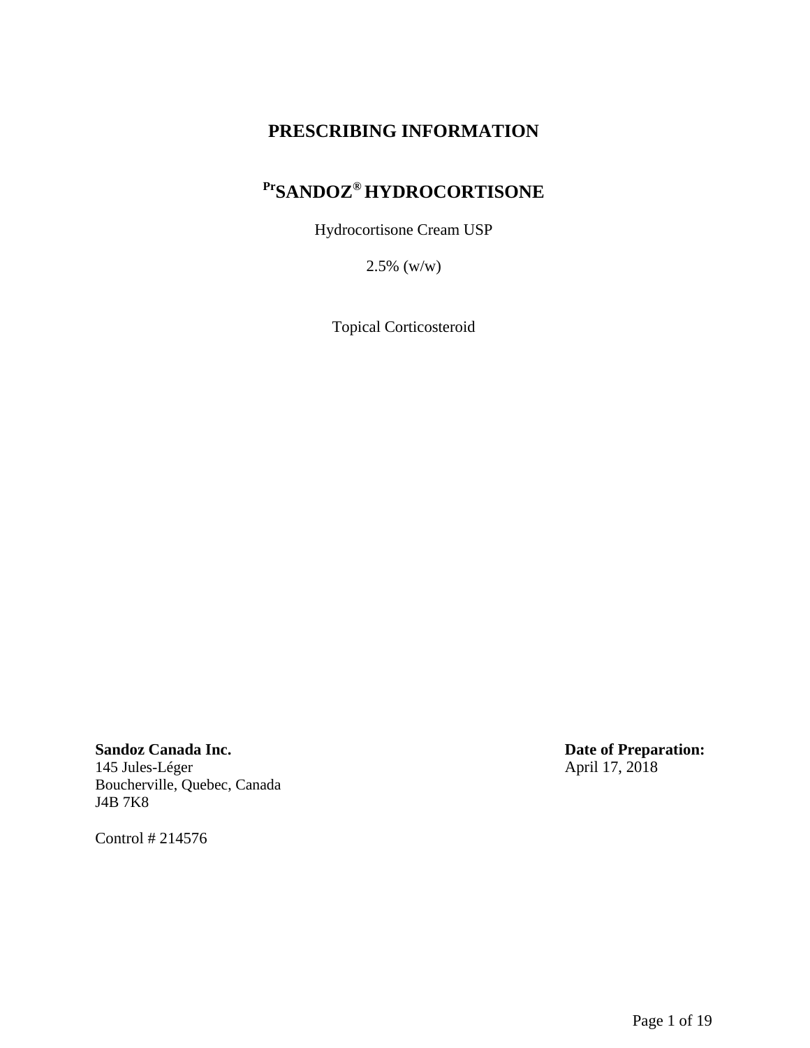# PRESCRIBING INFORMATION

## PrSANDOZ® HYDROCORTISONE

Hydrocortisone Cream USP

2.5% (w/w)

Topical Corticosteroid

**Sandoz Canada Inc.**
145 Jules-Léger
Boucherville, Quebec, Canada
J4B 7K8

**Date of Preparation:**
April 17, 2018

Control # 214576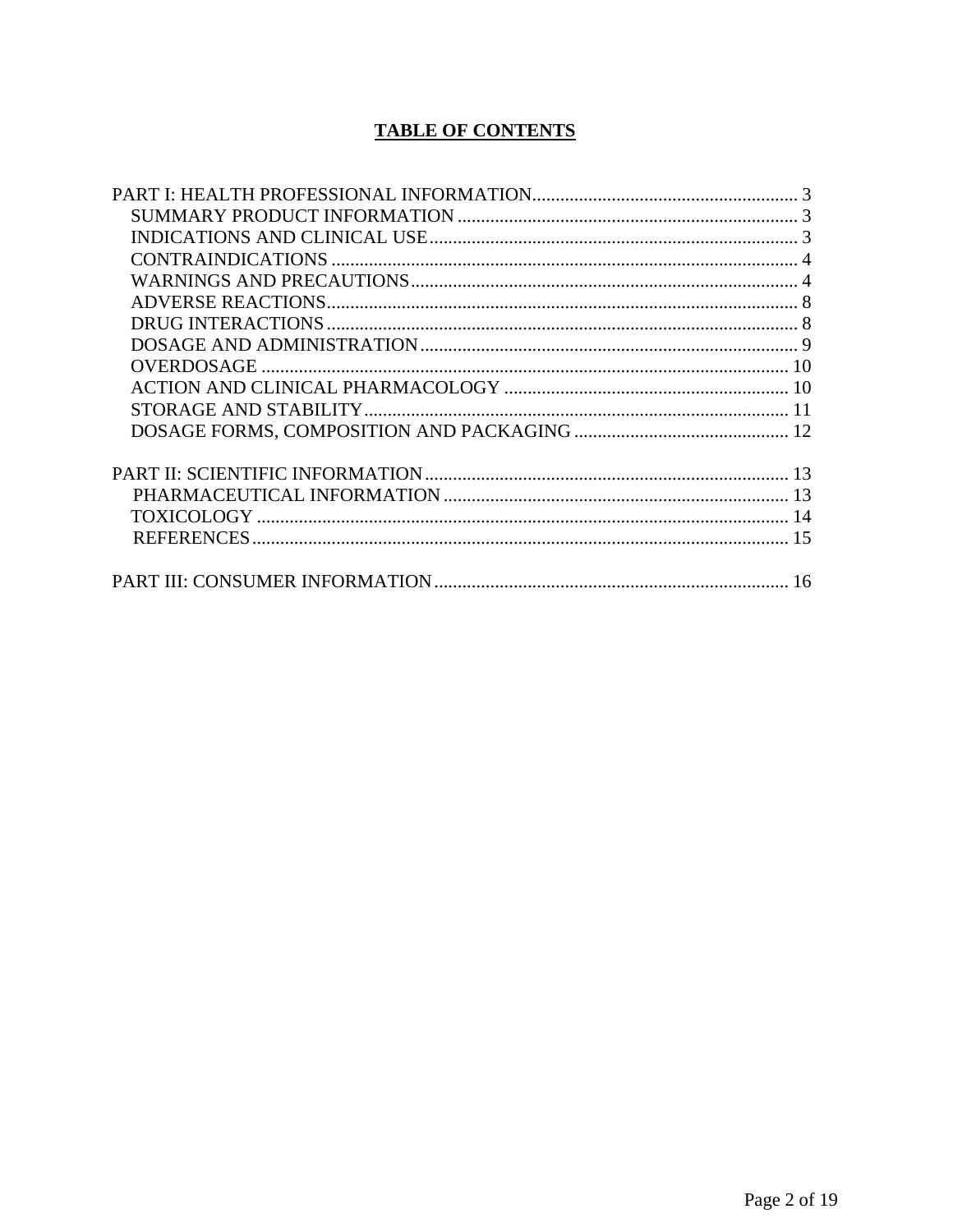# TABLE OF CONTENTS

PART I: HEALTH PROFESSIONAL INFORMATION......................................................... 3
- SUMMARY PRODUCT INFORMATION ......................................................................... 3
- INDICATIONS AND CLINICAL USE............................................................................... 3
- CONTRAINDICATIONS .................................................................................................... 4
- WARNINGS AND PRECAUTIONS.................................................................................. 4
- ADVERSE REACTIONS.................................................................................................... 8
- DRUG INTERACTIONS.................................................................................................... 8
- DOSAGE AND ADMINISTRATION................................................................................ 9
- OVERDOSAGE ................................................................................................................ 10
- ACTION AND CLINICAL PHARMACOLOGY ............................................................ 10
- STORAGE AND STABILITY.......................................................................................... 11
- DOSAGE FORMS, COMPOSITION AND PACKAGING ............................................. 12

PART II: SCIENTIFIC INFORMATION............................................................................. 13
- PHARMACEUTICAL INFORMATION ......................................................................... 13
- TOXICOLOGY ................................................................................................................ 14
- REFERENCES.................................................................................................................. 15

PART III: CONSUMER INFORMATION............................................................................ 16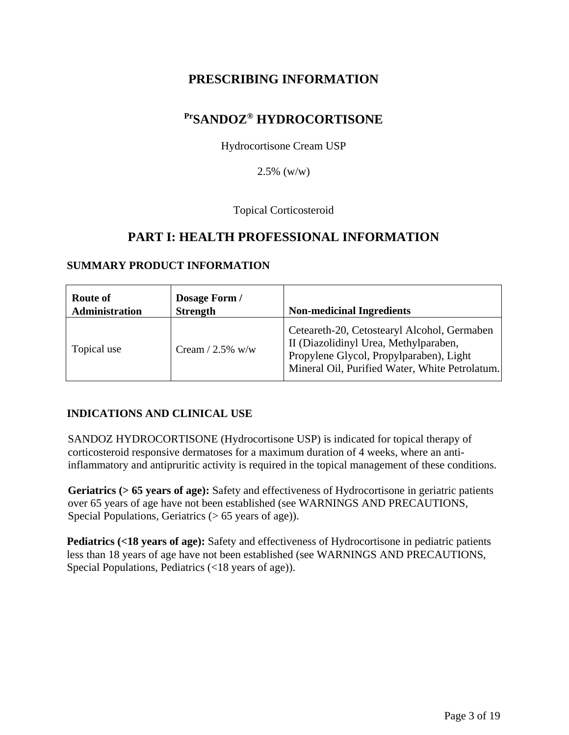# PRESCRIBING INFORMATION

## [Pr]SANDOZ® HYDROCORTISONE

Hydrocortisone Cream USP

2.5% (w/w)

Topical Corticosteroid

# PART I: HEALTH PROFESSIONAL INFORMATION

### SUMMARY PRODUCT INFORMATION

| Route of Administration | Dosage Form / Strength | Non-medicinal Ingredients |
|---|---|---|
| Topical use | Cream / 2.5% w/w | Ceteareth-20, Cetostearyl Alcohol, Germaben II (Diazolidinyl Urea, Methylparaben, Propylene Glycol, Propylparaben), Light Mineral Oil, Purified Water, White Petrolatum. |

### INDICATIONS AND CLINICAL USE

SANDOZ HYDROCORTISONE (Hydrocortisone USP) is indicated for topical therapy of corticosteroid responsive dermatoses for a maximum duration of 4 weeks, where an anti-inflammatory and antipruritic activity is required in the topical management of these conditions.

**Geriatrics (> 65 years of age):** Safety and effectiveness of Hydrocortisone in geriatric patients over 65 years of age have not been established (see WARNINGS AND PRECAUTIONS, Special Populations, Geriatrics (> 65 years of age)).

**Pediatrics (<18 years of age):** Safety and effectiveness of Hydrocortisone in pediatric patients less than 18 years of age have not been established (see WARNINGS AND PRECAUTIONS, Special Populations, Pediatrics (<18 years of age)).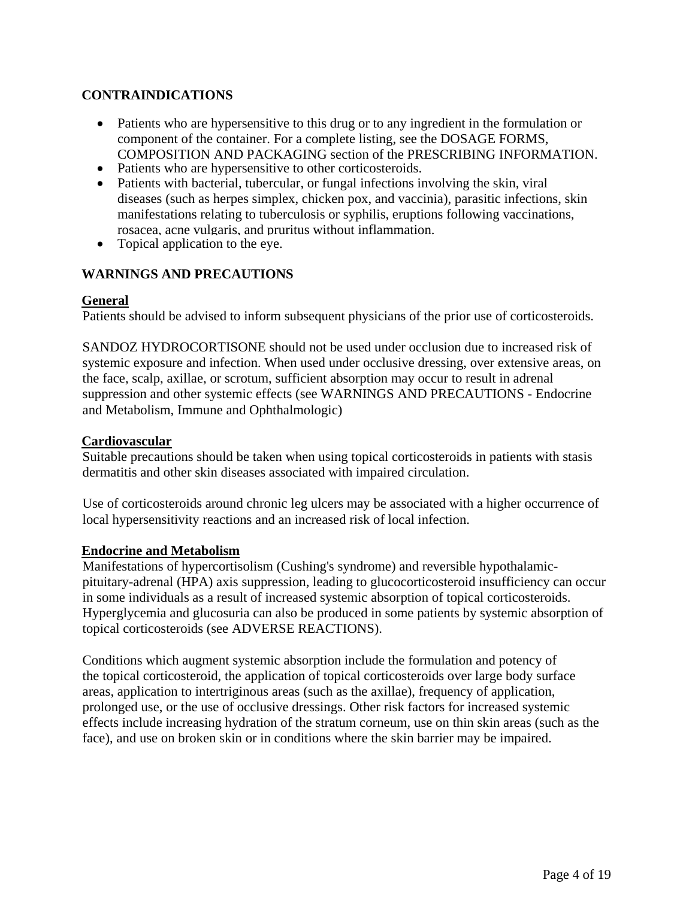## CONTRAINDICATIONS

- Patients who are hypersensitive to this drug or to any ingredient in the formulation or component of the container. For a complete listing, see the DOSAGE FORMS, COMPOSITION AND PACKAGING section of the PRESCRIBING INFORMATION.
- Patients who are hypersensitive to other corticosteroids.
- Patients with bacterial, tubercular, or fungal infections involving the skin, viral diseases (such as herpes simplex, chicken pox, and vaccinia), parasitic infections, skin manifestations relating to tuberculosis or syphilis, eruptions following vaccinations, rosacea, acne vulgaris, and pruritus without inflammation.
- Topical application to the eye.

## WARNINGS AND PRECAUTIONS

### General

Patients should be advised to inform subsequent physicians of the prior use of corticosteroids.

SANDOZ HYDROCORTISONE should not be used under occlusion due to increased risk of systemic exposure and infection. When used under occlusive dressing, over extensive areas, on the face, scalp, axillae, or scrotum, sufficient absorption may occur to result in adrenal suppression and other systemic effects (see WARNINGS AND PRECAUTIONS - Endocrine and Metabolism, Immune and Ophthalmologic)

### Cardiovascular

Suitable precautions should be taken when using topical corticosteroids in patients with stasis dermatitis and other skin diseases associated with impaired circulation.

Use of corticosteroids around chronic leg ulcers may be associated with a higher occurrence of local hypersensitivity reactions and an increased risk of local infection.

### Endocrine and Metabolism

Manifestations of hypercortisolism (Cushing's syndrome) and reversible hypothalamic-pituitary-adrenal (HPA) axis suppression, leading to glucocorticosteroid insufficiency can occur in some individuals as a result of increased systemic absorption of topical corticosteroids. Hyperglycemia and glucosuria can also be produced in some patients by systemic absorption of topical corticosteroids (see ADVERSE REACTIONS).

Conditions which augment systemic absorption include the formulation and potency of the topical corticosteroid, the application of topical corticosteroids over large body surface areas, application to intertriginous areas (such as the axillae), frequency of application, prolonged use, or the use of occlusive dressings. Other risk factors for increased systemic effects include increasing hydration of the stratum corneum, use on thin skin areas (such as the face), and use on broken skin or in conditions where the skin barrier may be impaired.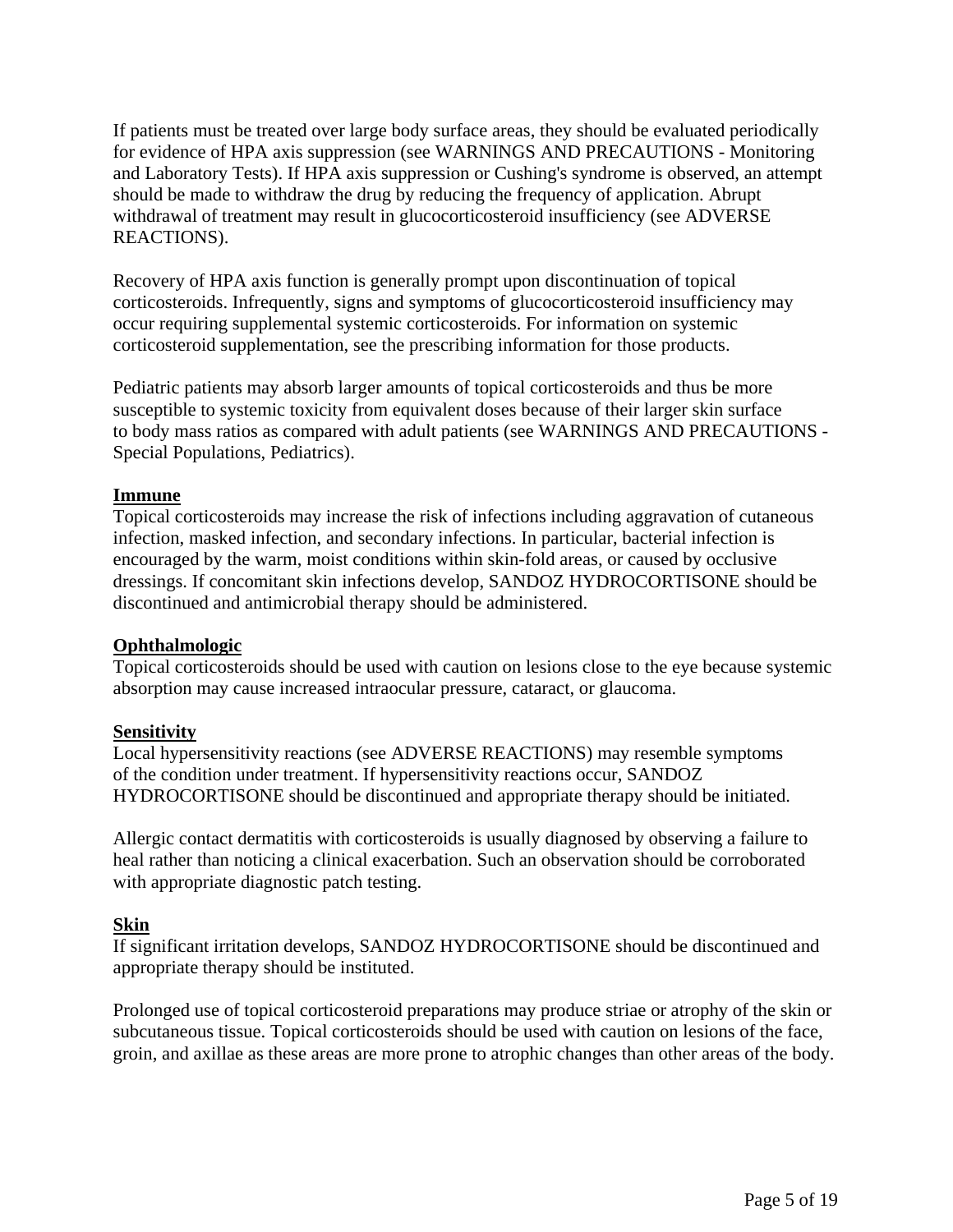If patients must be treated over large body surface areas, they should be evaluated periodically for evidence of HPA axis suppression (see WARNINGS AND PRECAUTIONS - Monitoring and Laboratory Tests). If HPA axis suppression or Cushing's syndrome is observed, an attempt should be made to withdraw the drug by reducing the frequency of application. Abrupt withdrawal of treatment may result in glucocorticosteroid insufficiency (see ADVERSE REACTIONS).

Recovery of HPA axis function is generally prompt upon discontinuation of topical corticosteroids. Infrequently, signs and symptoms of glucocorticosteroid insufficiency may occur requiring supplemental systemic corticosteroids. For information on systemic corticosteroid supplementation, see the prescribing information for those products.

Pediatric patients may absorb larger amounts of topical corticosteroids and thus be more susceptible to systemic toxicity from equivalent doses because of their larger skin surface to body mass ratios as compared with adult patients (see WARNINGS AND PRECAUTIONS - Special Populations, Pediatrics).

**Immune**

Topical corticosteroids may increase the risk of infections including aggravation of cutaneous infection, masked infection, and secondary infections. In particular, bacterial infection is encouraged by the warm, moist conditions within skin-fold areas, or caused by occlusive dressings. If concomitant skin infections develop, SANDOZ HYDROCORTISONE should be discontinued and antimicrobial therapy should be administered.

**Ophthalmologic**

Topical corticosteroids should be used with caution on lesions close to the eye because systemic absorption may cause increased intraocular pressure, cataract, or glaucoma.

**Sensitivity**

Local hypersensitivity reactions (see ADVERSE REACTIONS) may resemble symptoms of the condition under treatment. If hypersensitivity reactions occur, SANDOZ HYDROCORTISONE should be discontinued and appropriate therapy should be initiated.

Allergic contact dermatitis with corticosteroids is usually diagnosed by observing a failure to heal rather than noticing a clinical exacerbation. Such an observation should be corroborated with appropriate diagnostic patch testing.

**Skin**

If significant irritation develops, SANDOZ HYDROCORTISONE should be discontinued and appropriate therapy should be instituted.

Prolonged use of topical corticosteroid preparations may produce striae or atrophy of the skin or subcutaneous tissue. Topical corticosteroids should be used with caution on lesions of the face, groin, and axillae as these areas are more prone to atrophic changes than other areas of the body.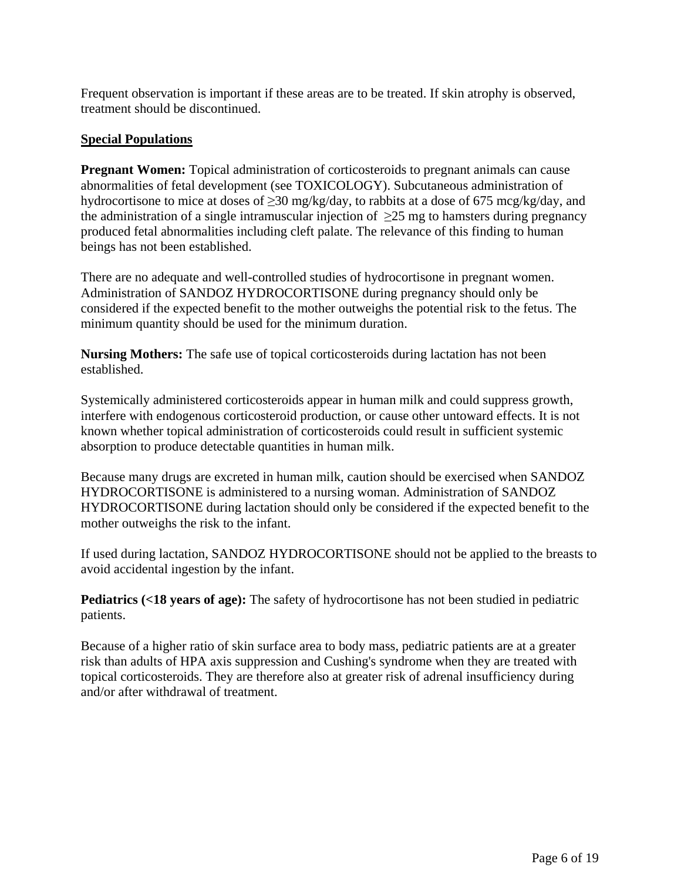Frequent observation is important if these areas are to be treated. If skin atrophy is observed, treatment should be discontinued.

## Special Populations

**Pregnant Women:** Topical administration of corticosteroids to pregnant animals can cause abnormalities of fetal development (see TOXICOLOGY). Subcutaneous administration of hydrocortisone to mice at doses of ≥30 mg/kg/day, to rabbits at a dose of 675 mcg/kg/day, and the administration of a single intramuscular injection of ≥25 mg to hamsters during pregnancy produced fetal abnormalities including cleft palate. The relevance of this finding to human beings has not been established.

There are no adequate and well-controlled studies of hydrocortisone in pregnant women. Administration of SANDOZ HYDROCORTISONE during pregnancy should only be considered if the expected benefit to the mother outweighs the potential risk to the fetus. The minimum quantity should be used for the minimum duration.

**Nursing Mothers:** The safe use of topical corticosteroids during lactation has not been established.

Systemically administered corticosteroids appear in human milk and could suppress growth, interfere with endogenous corticosteroid production, or cause other untoward effects. It is not known whether topical administration of corticosteroids could result in sufficient systemic absorption to produce detectable quantities in human milk.

Because many drugs are excreted in human milk, caution should be exercised when SANDOZ HYDROCORTISONE is administered to a nursing woman. Administration of SANDOZ HYDROCORTISONE during lactation should only be considered if the expected benefit to the mother outweighs the risk to the infant.

If used during lactation, SANDOZ HYDROCORTISONE should not be applied to the breasts to avoid accidental ingestion by the infant.

**Pediatrics (<18 years of age):** The safety of hydrocortisone has not been studied in pediatric patients.

Because of a higher ratio of skin surface area to body mass, pediatric patients are at a greater risk than adults of HPA axis suppression and Cushing's syndrome when they are treated with topical corticosteroids. They are therefore also at greater risk of adrenal insufficiency during and/or after withdrawal of treatment.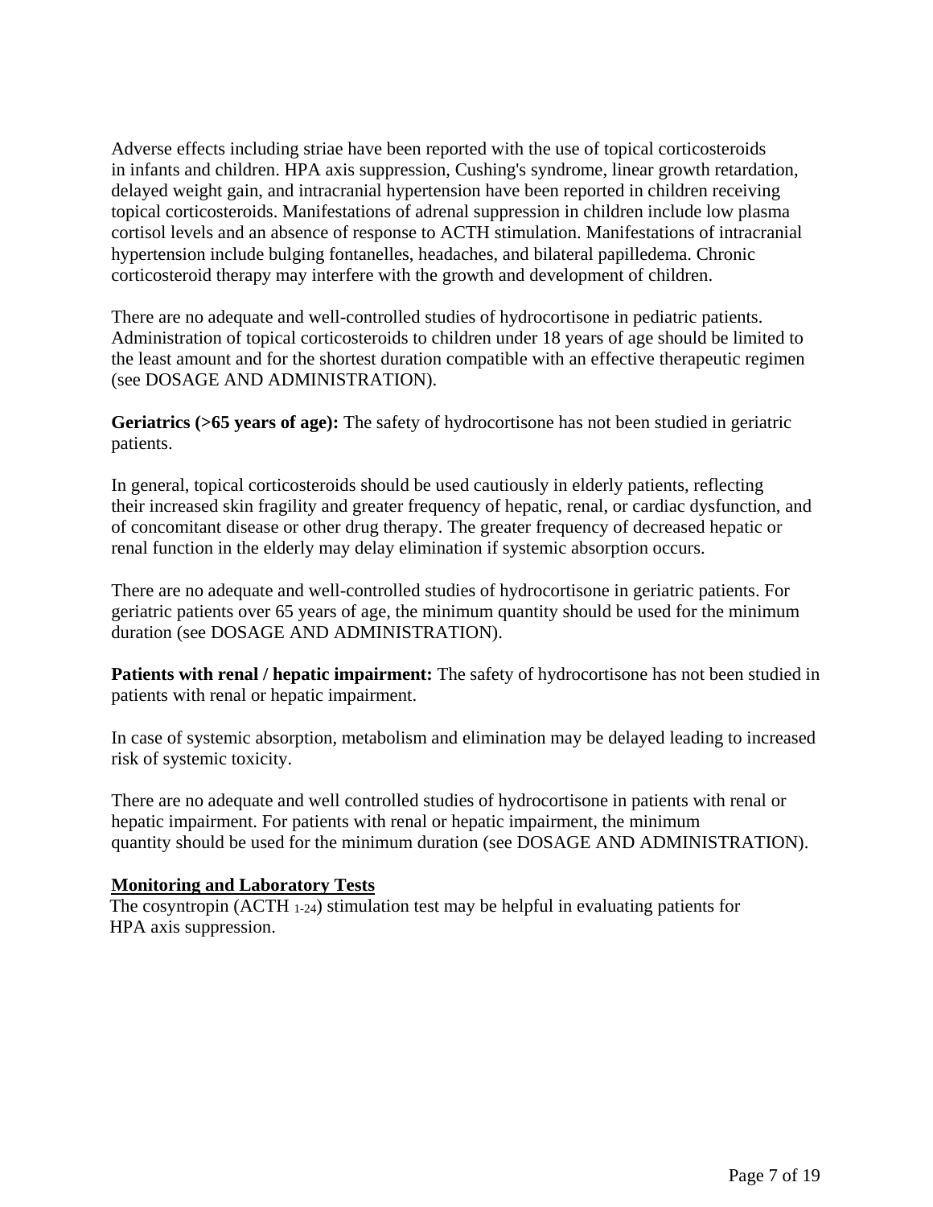Adverse effects including striae have been reported with the use of topical corticosteroids in infants and children. HPA axis suppression, Cushing's syndrome, linear growth retardation, delayed weight gain, and intracranial hypertension have been reported in children receiving topical corticosteroids. Manifestations of adrenal suppression in children include low plasma cortisol levels and an absence of response to ACTH stimulation. Manifestations of intracranial hypertension include bulging fontanelles, headaches, and bilateral papilledema. Chronic corticosteroid therapy may interfere with the growth and development of children.

There are no adequate and well-controlled studies of hydrocortisone in pediatric patients. Administration of topical corticosteroids to children under 18 years of age should be limited to the least amount and for the shortest duration compatible with an effective therapeutic regimen (see DOSAGE AND ADMINISTRATION).

**Geriatrics (>65 years of age):** The safety of hydrocortisone has not been studied in geriatric patients.

In general, topical corticosteroids should be used cautiously in elderly patients, reflecting their increased skin fragility and greater frequency of hepatic, renal, or cardiac dysfunction, and of concomitant disease or other drug therapy. The greater frequency of decreased hepatic or renal function in the elderly may delay elimination if systemic absorption occurs.

There are no adequate and well-controlled studies of hydrocortisone in geriatric patients. For geriatric patients over 65 years of age, the minimum quantity should be used for the minimum duration (see DOSAGE AND ADMINISTRATION).

**Patients with renal / hepatic impairment:** The safety of hydrocortisone has not been studied in patients with renal or hepatic impairment.

In case of systemic absorption, metabolism and elimination may be delayed leading to increased risk of systemic toxicity.

There are no adequate and well controlled studies of hydrocortisone in patients with renal or hepatic impairment. For patients with renal or hepatic impairment, the minimum quantity should be used for the minimum duration (see DOSAGE AND ADMINISTRATION).

**Monitoring and Laboratory Tests**

The cosyntropin (ACTH $_{1-24}$) stimulation test may be helpful in evaluating patients for HPA axis suppression.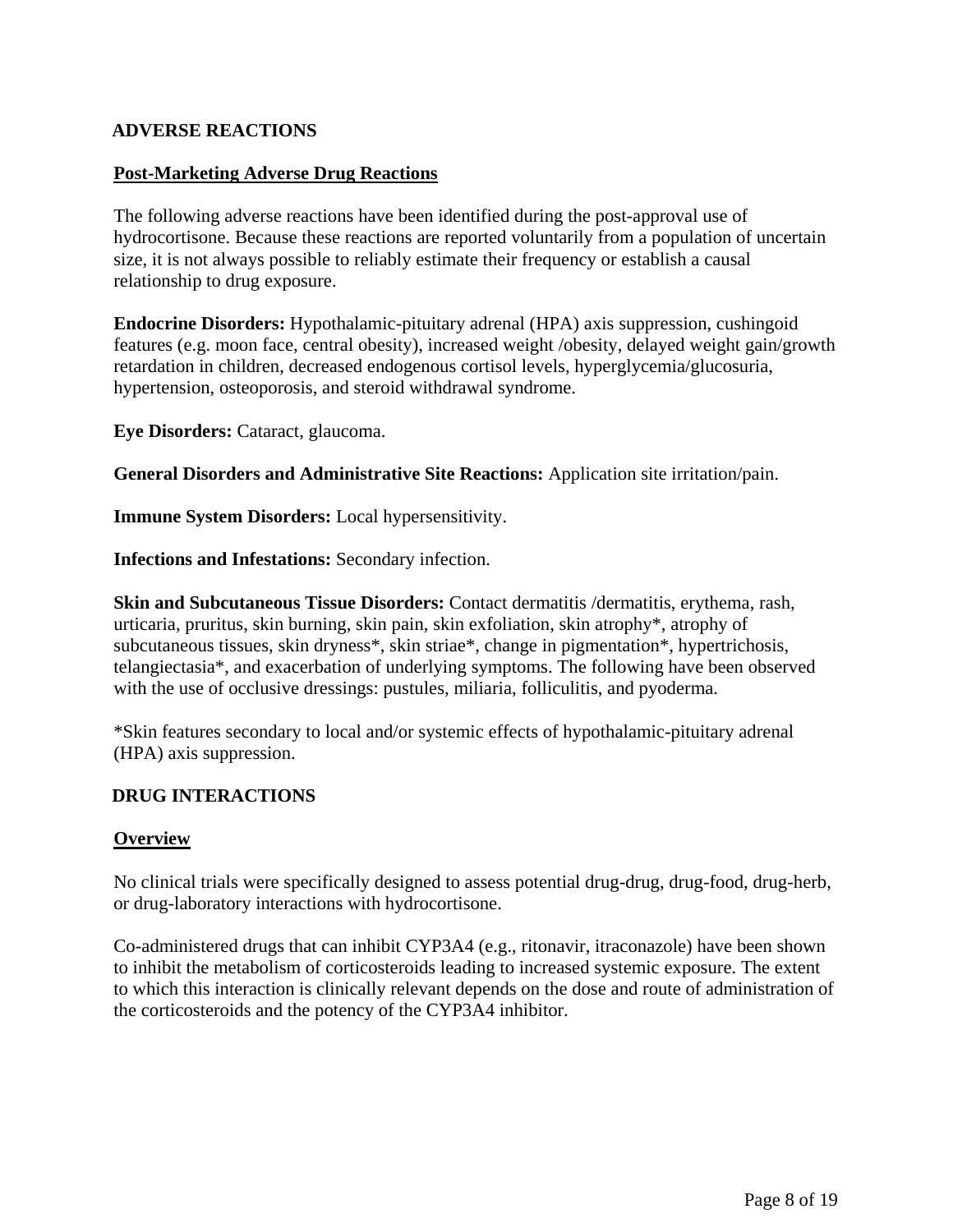## ADVERSE REACTIONS

### Post-Marketing Adverse Drug Reactions

The following adverse reactions have been identified during the post-approval use of hydrocortisone. Because these reactions are reported voluntarily from a population of uncertain size, it is not always possible to reliably estimate their frequency or establish a causal relationship to drug exposure.

**Endocrine Disorders:** Hypothalamic-pituitary adrenal (HPA) axis suppression, cushingoid features (e.g. moon face, central obesity), increased weight /obesity, delayed weight gain/growth retardation in children, decreased endogenous cortisol levels, hyperglycemia/glucosuria, hypertension, osteoporosis, and steroid withdrawal syndrome.

**Eye Disorders:** Cataract, glaucoma.

**General Disorders and Administrative Site Reactions:** Application site irritation/pain.

**Immune System Disorders:** Local hypersensitivity.

**Infections and Infestations:** Secondary infection.

**Skin and Subcutaneous Tissue Disorders:** Contact dermatitis /dermatitis, erythema, rash, urticaria, pruritus, skin burning, skin pain, skin exfoliation, skin atrophy*, atrophy of subcutaneous tissues, skin dryness*, skin striae*, change in pigmentation*, hypertrichosis, telangiectasia*, and exacerbation of underlying symptoms. The following have been observed with the use of occlusive dressings: pustules, miliaria, folliculitis, and pyoderma.

*Skin features secondary to local and/or systemic effects of hypothalamic-pituitary adrenal (HPA) axis suppression.

## DRUG INTERACTIONS

### Overview

No clinical trials were specifically designed to assess potential drug-drug, drug-food, drug-herb, or drug-laboratory interactions with hydrocortisone.

Co-administered drugs that can inhibit CYP3A4 (e.g., ritonavir, itraconazole) have been shown to inhibit the metabolism of corticosteroids leading to increased systemic exposure. The extent to which this interaction is clinically relevant depends on the dose and route of administration of the corticosteroids and the potency of the CYP3A4 inhibitor.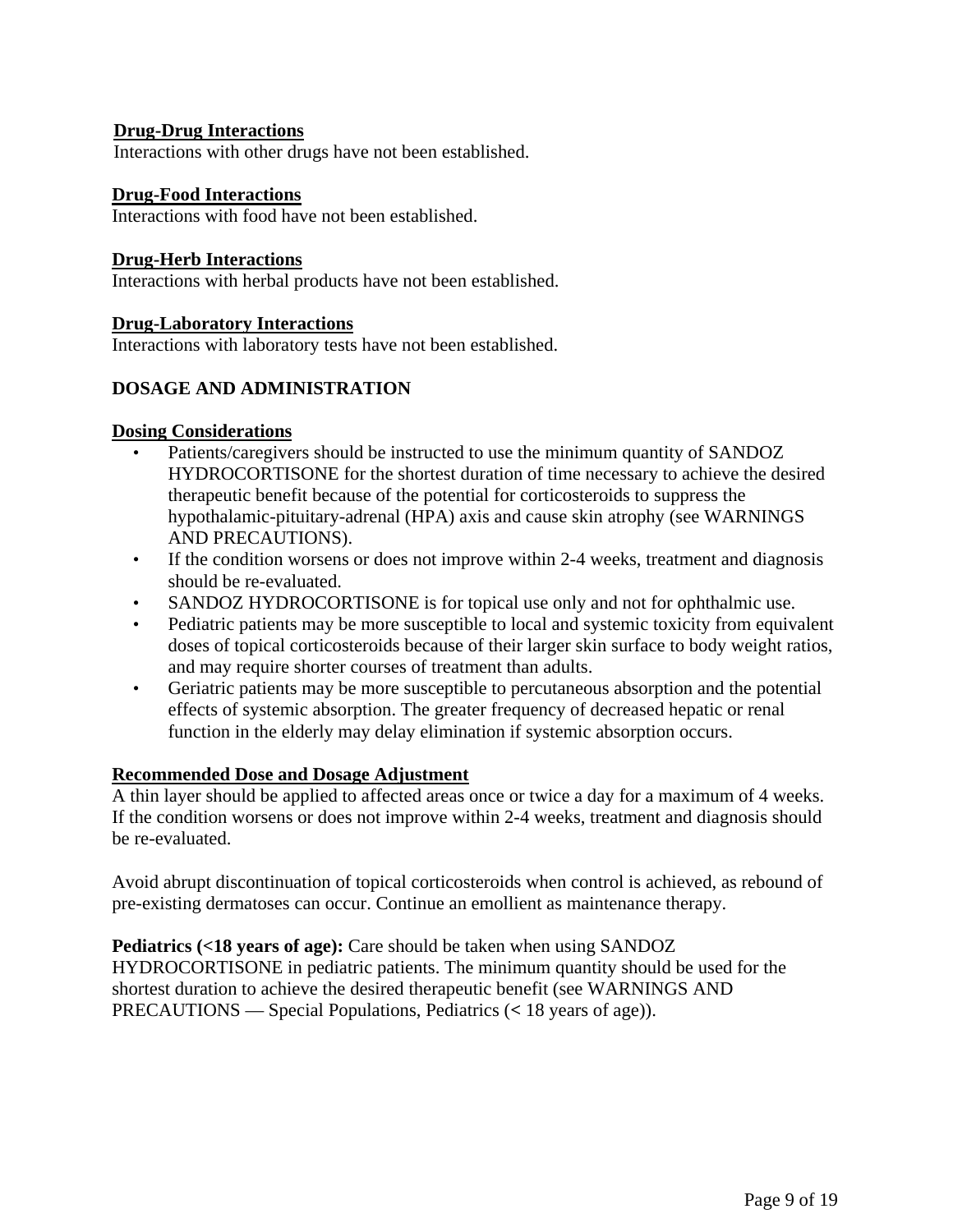**Drug-Drug Interactions**

Interactions with other drugs have not been established.

**Drug-Food Interactions**

Interactions with food have not been established.

**Drug-Herb Interactions**

Interactions with herbal products have not been established.

**Drug-Laboratory Interactions**

Interactions with laboratory tests have not been established.

## DOSAGE AND ADMINISTRATION

**Dosing Considerations**

- Patients/caregivers should be instructed to use the minimum quantity of SANDOZ HYDROCORTISONE for the shortest duration of time necessary to achieve the desired therapeutic benefit because of the potential for corticosteroids to suppress the hypothalamic-pituitary-adrenal (HPA) axis and cause skin atrophy (see WARNINGS AND PRECAUTIONS).
- If the condition worsens or does not improve within 2-4 weeks, treatment and diagnosis should be re-evaluated.
- SANDOZ HYDROCORTISONE is for topical use only and not for ophthalmic use.
- Pediatric patients may be more susceptible to local and systemic toxicity from equivalent doses of topical corticosteroids because of their larger skin surface to body weight ratios, and may require shorter courses of treatment than adults.
- Geriatric patients may be more susceptible to percutaneous absorption and the potential effects of systemic absorption. The greater frequency of decreased hepatic or renal function in the elderly may delay elimination if systemic absorption occurs.

**Recommended Dose and Dosage Adjustment**

A thin layer should be applied to affected areas once or twice a day for a maximum of 4 weeks. If the condition worsens or does not improve within 2-4 weeks, treatment and diagnosis should be re-evaluated.

Avoid abrupt discontinuation of topical corticosteroids when control is achieved, as rebound of pre-existing dermatoses can occur. Continue an emollient as maintenance therapy.

**Pediatrics (<18 years of age):** Care should be taken when using SANDOZ HYDROCORTISONE in pediatric patients. The minimum quantity should be used for the shortest duration to achieve the desired therapeutic benefit (see WARNINGS AND PRECAUTIONS — Special Populations, Pediatrics (< 18 years of age)).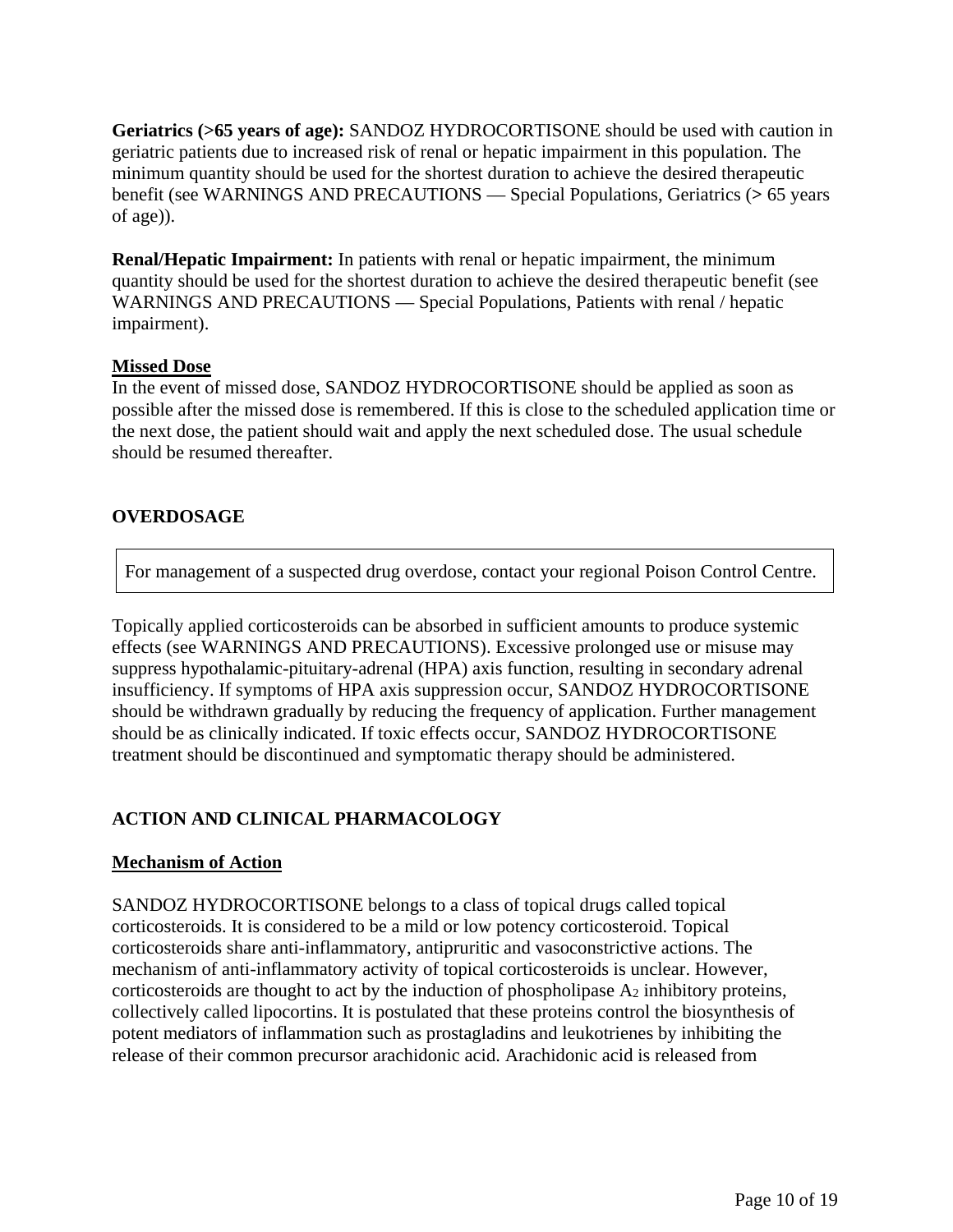**Geriatrics (>65 years of age):** SANDOZ HYDROCORTISONE should be used with caution in geriatric patients due to increased risk of renal or hepatic impairment in this population. The minimum quantity should be used for the shortest duration to achieve the desired therapeutic benefit (see WARNINGS AND PRECAUTIONS — Special Populations, Geriatrics (**>** 65 years of age)).

**Renal/Hepatic Impairment:** In patients with renal or hepatic impairment, the minimum quantity should be used for the shortest duration to achieve the desired therapeutic benefit (see WARNINGS AND PRECAUTIONS — Special Populations, Patients with renal / hepatic impairment).

**Missed Dose**

In the event of missed dose, SANDOZ HYDROCORTISONE should be applied as soon as possible after the missed dose is remembered. If this is close to the scheduled application time or the next dose, the patient should wait and apply the next scheduled dose. The usual schedule should be resumed thereafter.

## OVERDOSAGE

For management of a suspected drug overdose, contact your regional Poison Control Centre.

Topically applied corticosteroids can be absorbed in sufficient amounts to produce systemic effects (see WARNINGS AND PRECAUTIONS). Excessive prolonged use or misuse may suppress hypothalamic-pituitary-adrenal (HPA) axis function, resulting in secondary adrenal insufficiency. If symptoms of HPA axis suppression occur, SANDOZ HYDROCORTISONE should be withdrawn gradually by reducing the frequency of application. Further management should be as clinically indicated. If toxic effects occur, SANDOZ HYDROCORTISONE treatment should be discontinued and symptomatic therapy should be administered.

## ACTION AND CLINICAL PHARMACOLOGY

**Mechanism of Action**

SANDOZ HYDROCORTISONE belongs to a class of topical drugs called topical corticosteroids. It is considered to be a mild or low potency corticosteroid. Topical corticosteroids share anti-inflammatory, antipruritic and vasoconstrictive actions. The mechanism of anti-inflammatory activity of topical corticosteroids is unclear. However, corticosteroids are thought to act by the induction of phospholipase $A_2$ inhibitory proteins, collectively called lipocortins. It is postulated that these proteins control the biosynthesis of potent mediators of inflammation such as prostagladins and leukotrienes by inhibiting the release of their common precursor arachidonic acid. Arachidonic acid is released from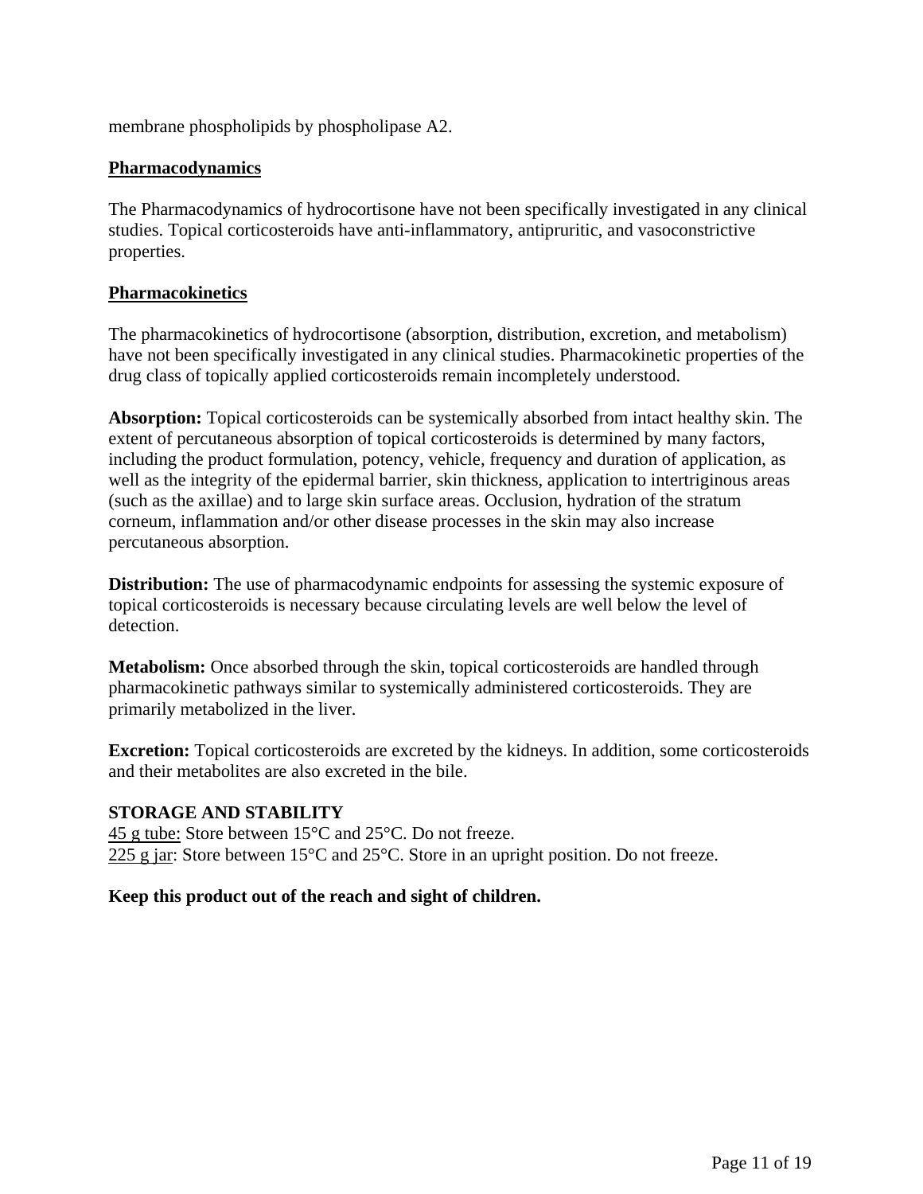membrane phospholipids by phospholipase A2.

## Pharmacodynamics

The Pharmacodynamics of hydrocortisone have not been specifically investigated in any clinical studies. Topical corticosteroids have anti-inflammatory, antipruritic, and vasoconstrictive properties.

## Pharmacokinetics

The pharmacokinetics of hydrocortisone (absorption, distribution, excretion, and metabolism) have not been specifically investigated in any clinical studies. Pharmacokinetic properties of the drug class of topically applied corticosteroids remain incompletely understood.

**Absorption:** Topical corticosteroids can be systemically absorbed from intact healthy skin. The extent of percutaneous absorption of topical corticosteroids is determined by many factors, including the product formulation, potency, vehicle, frequency and duration of application, as well as the integrity of the epidermal barrier, skin thickness, application to intertriginous areas (such as the axillae) and to large skin surface areas. Occlusion, hydration of the stratum corneum, inflammation and/or other disease processes in the skin may also increase percutaneous absorption.

**Distribution:** The use of pharmacodynamic endpoints for assessing the systemic exposure of topical corticosteroids is necessary because circulating levels are well below the level of detection.

**Metabolism:** Once absorbed through the skin, topical corticosteroids are handled through pharmacokinetic pathways similar to systemically administered corticosteroids. They are primarily metabolized in the liver.

**Excretion:** Topical corticosteroids are excreted by the kidneys. In addition, some corticosteroids and their metabolites are also excreted in the bile.

## STORAGE AND STABILITY

45 g tube: Store between 15°C and 25°C. Do not freeze.
225 g jar: Store between 15°C and 25°C. Store in an upright position. Do not freeze.

**Keep this product out of the reach and sight of children.**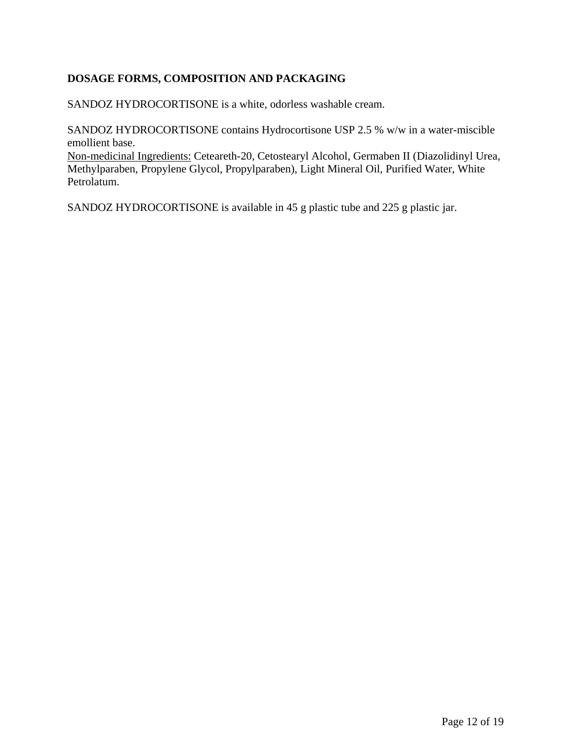## DOSAGE FORMS, COMPOSITION AND PACKAGING

SANDOZ HYDROCORTISONE is a white, odorless washable cream.

SANDOZ HYDROCORTISONE contains Hydrocortisone USP 2.5 % w/w in a water-miscible emollient base.
Non-medicinal Ingredients: Ceteareth-20, Cetostearyl Alcohol, Germaben II (Diazolidinyl Urea, Methylparaben, Propylene Glycol, Propylparaben), Light Mineral Oil, Purified Water, White Petrolatum.

SANDOZ HYDROCORTISONE is available in 45 g plastic tube and 225 g plastic jar.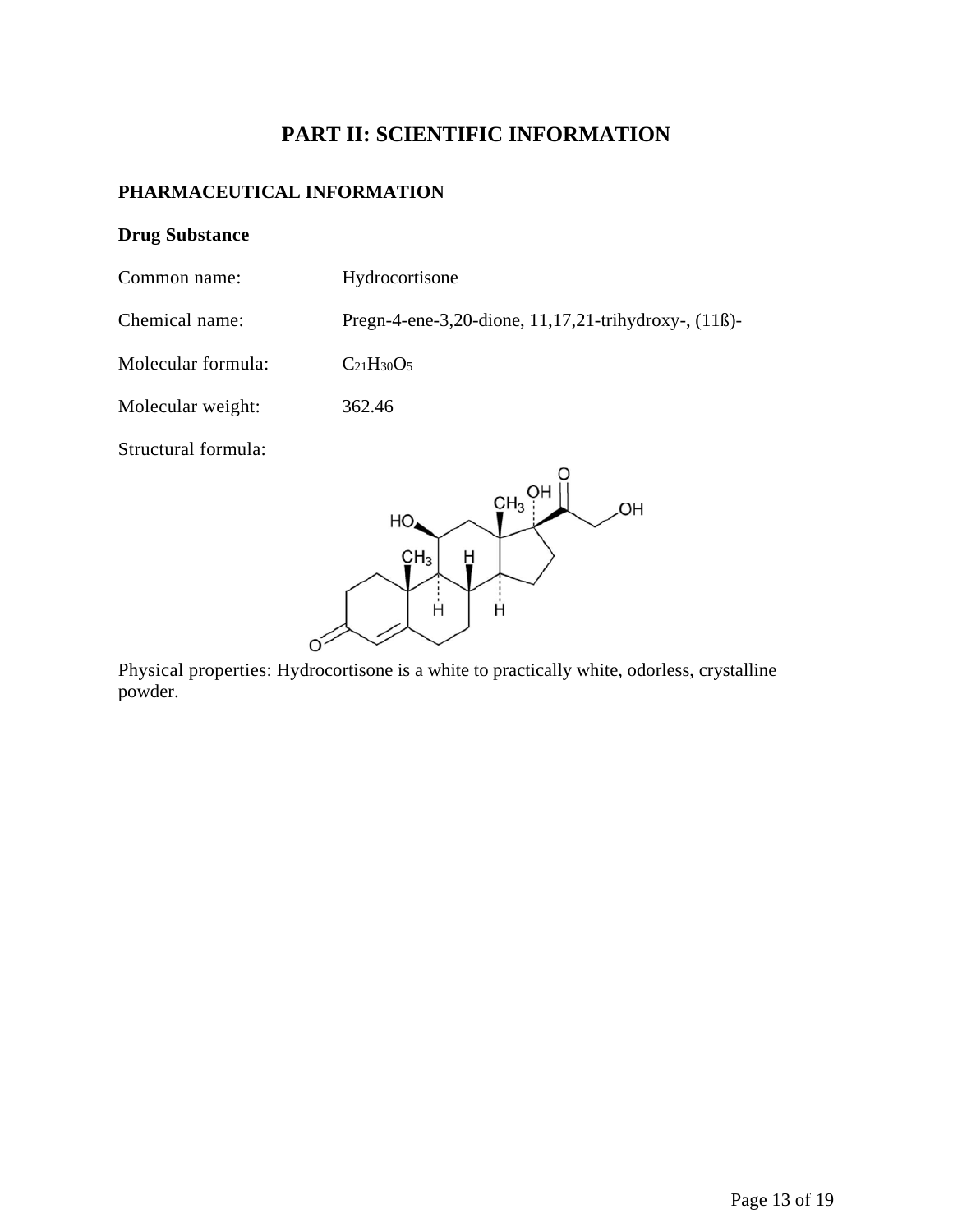# PART II: SCIENTIFIC INFORMATION

## PHARMACEUTICAL INFORMATION

### Drug Substance

Common name: Hydrocortisone

Chemical name: Pregn-4-ene-3,20-dione, 11,17,21-trihydroxy-, (11ß)-

Molecular formula: $C_{21}H_{30}O_5$

Molecular weight: 362.46

Structural formula:

Physical properties: Hydrocortisone is a white to practically white, odorless, crystalline powder.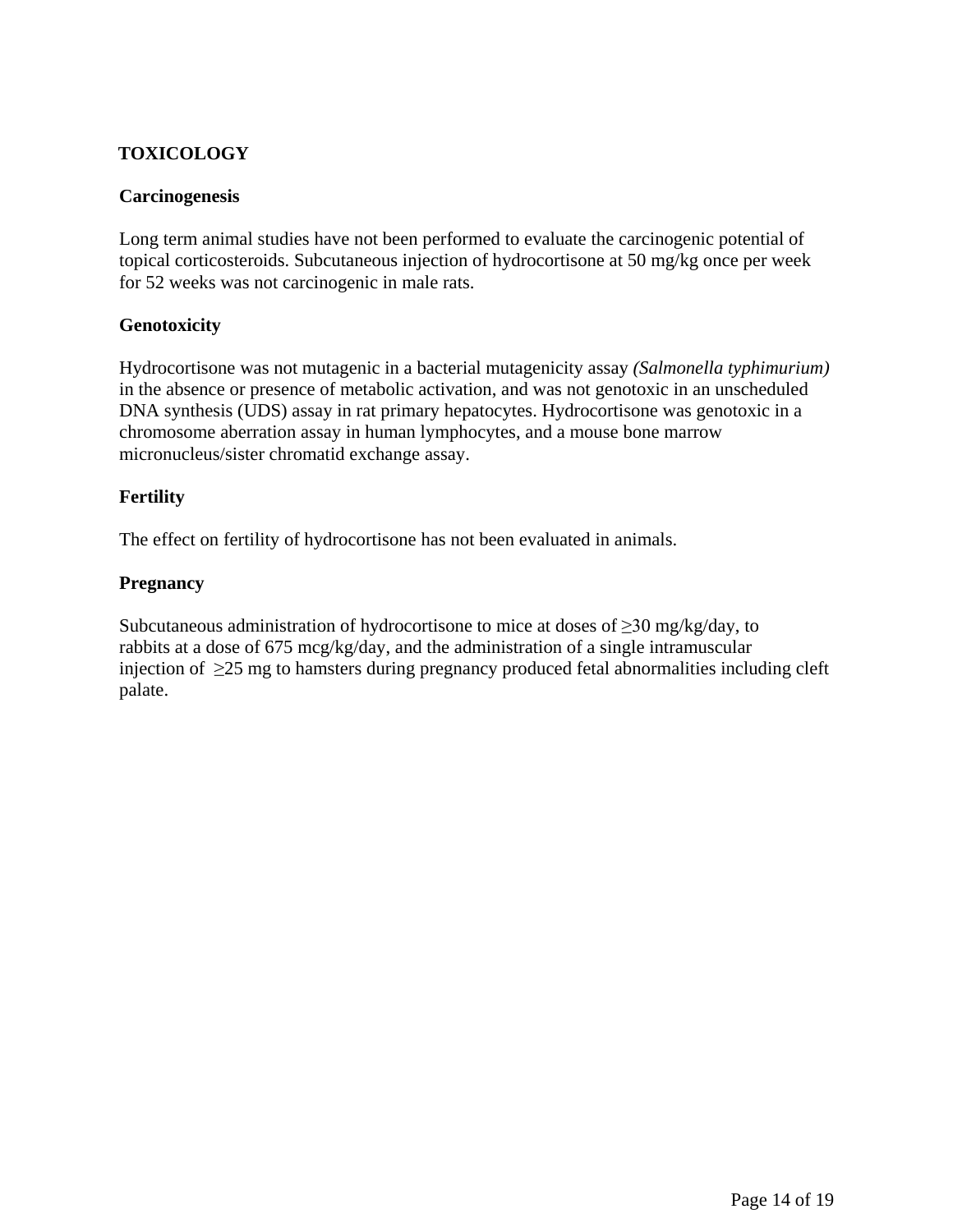# TOXICOLOGY

## Carcinogenesis

Long term animal studies have not been performed to evaluate the carcinogenic potential of topical corticosteroids. Subcutaneous injection of hydrocortisone at 50 mg/kg once per week for 52 weeks was not carcinogenic in male rats.

## Genotoxicity

Hydrocortisone was not mutagenic in a bacterial mutagenicity assay *(Salmonella typhimurium)* in the absence or presence of metabolic activation, and was not genotoxic in an unscheduled DNA synthesis (UDS) assay in rat primary hepatocytes. Hydrocortisone was genotoxic in a chromosome aberration assay in human lymphocytes, and a mouse bone marrow micronucleus/sister chromatid exchange assay.

## Fertility

The effect on fertility of hydrocortisone has not been evaluated in animals.

## Pregnancy

Subcutaneous administration of hydrocortisone to mice at doses of ≥30 mg/kg/day, to rabbits at a dose of 675 mcg/kg/day, and the administration of a single intramuscular injection of ≥25 mg to hamsters during pregnancy produced fetal abnormalities including cleft palate.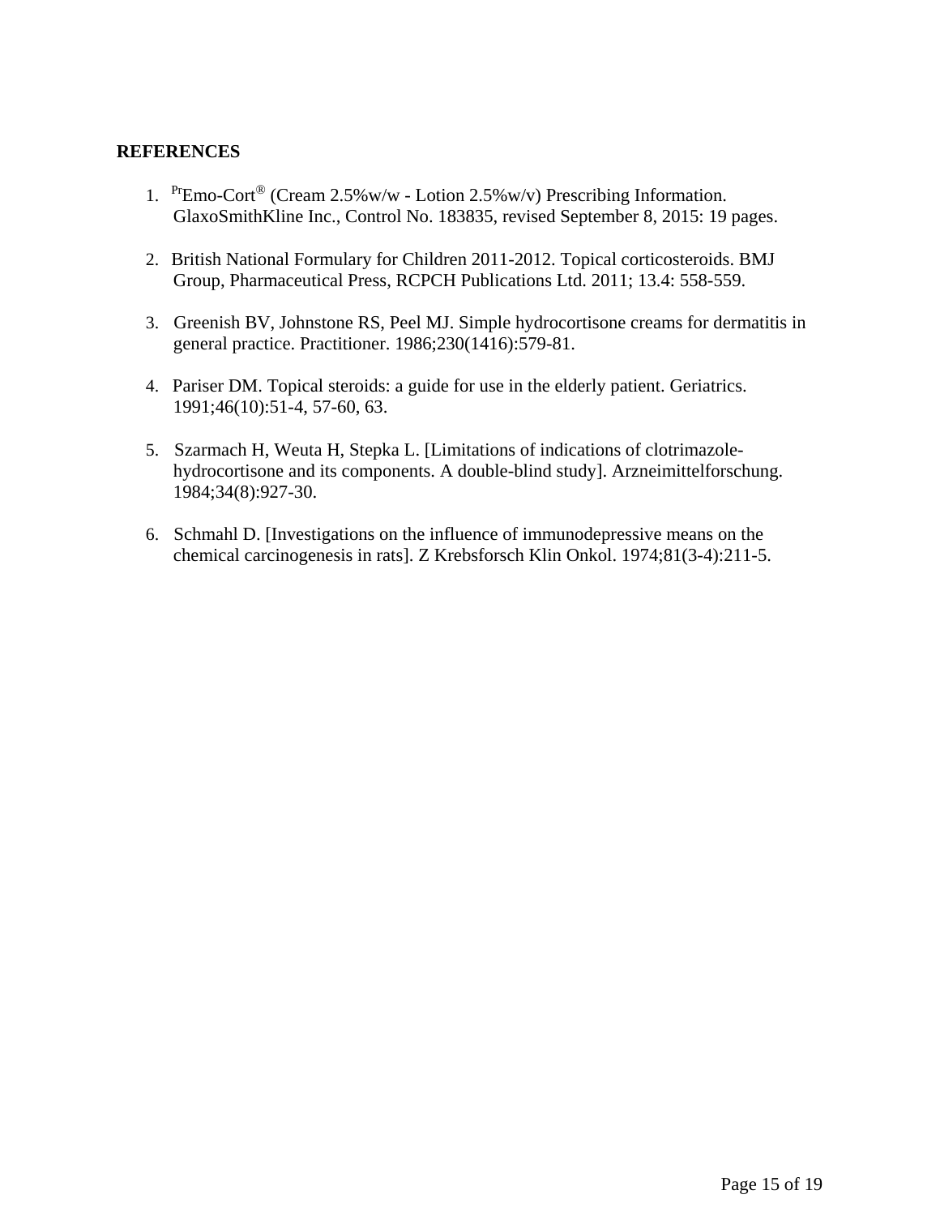**REFERENCES**

1. [Pr]Emo-Cort® (Cream 2.5%w/w - Lotion 2.5%w/v) Prescribing Information. GlaxoSmithKline Inc., Control No. 183835, revised September 8, 2015: 19 pages.

2. British National Formulary for Children 2011-2012. Topical corticosteroids. BMJ Group, Pharmaceutical Press, RCPCH Publications Ltd. 2011; 13.4: 558-559.

3. Greenish BV, Johnstone RS, Peel MJ. Simple hydrocortisone creams for dermatitis in general practice. Practitioner. 1986;230(1416):579-81.

4. Pariser DM. Topical steroids: a guide for use in the elderly patient. Geriatrics. 1991;46(10):51-4, 57-60, 63.

5. Szarmach H, Weuta H, Stepka L. [Limitations of indications of clotrimazole-hydrocortisone and its components. A double-blind study]. Arzneimittelforschung. 1984;34(8):927-30.

6. Schmahl D. [Investigations on the influence of immunodepressive means on the chemical carcinogenesis in rats]. Z Krebsforsch Klin Onkol. 1974;81(3-4):211-5.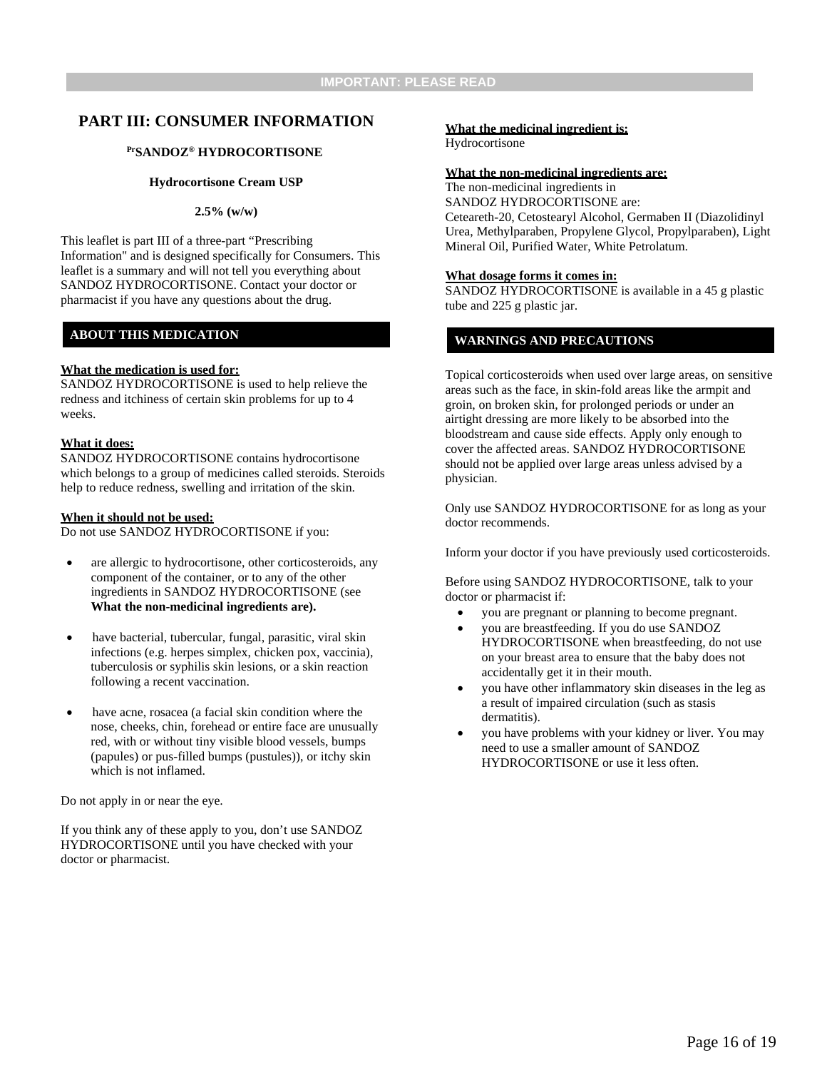**IMPORTANT: PLEASE READ**

# PART III: CONSUMER INFORMATION

**PrSANDOZ® HYDROCORTISONE**

**Hydrocortisone Cream USP**

**2.5% (w/w)**

This leaflet is part III of a three-part "Prescribing Information" and is designed specifically for Consumers. This leaflet is a summary and will not tell you everything about SANDOZ HYDROCORTISONE. Contact your doctor or pharmacist if you have any questions about the drug.

## ABOUT THIS MEDICATION

**What the medication is used for:**
SANDOZ HYDROCORTISONE is used to help relieve the redness and itchiness of certain skin problems for up to 4 weeks.

**What it does:**
SANDOZ HYDROCORTISONE contains hydrocortisone which belongs to a group of medicines called steroids. Steroids help to reduce redness, swelling and irritation of the skin.

**When it should not be used:**
Do not use SANDOZ HYDROCORTISONE if you:

- are allergic to hydrocortisone, other corticosteroids, any component of the container, or to any of the other ingredients in SANDOZ HYDROCORTISONE (see **What the non-medicinal ingredients are).**
- have bacterial, tubercular, fungal, parasitic, viral skin infections (e.g. herpes simplex, chicken pox, vaccinia), tuberculosis or syphilis skin lesions, or a skin reaction following a recent vaccination.
- have acne, rosacea (a facial skin condition where the nose, cheeks, chin, forehead or entire face are unusually red, with or without tiny visible blood vessels, bumps (papules) or pus-filled bumps (pustules)), or itchy skin which is not inflamed.

Do not apply in or near the eye.

If you think any of these apply to you, don't use SANDOZ HYDROCORTISONE until you have checked with your doctor or pharmacist.

**What the medicinal ingredient is:**
Hydrocortisone

**What the non-medicinal ingredients are:**
The non-medicinal ingredients in SANDOZ HYDROCORTISONE are:
Ceteareth-20, Cetostearyl Alcohol, Germaben II (Diazolidinyl Urea, Methylparaben, Propylene Glycol, Propylparaben), Light Mineral Oil, Purified Water, White Petrolatum.

**What dosage forms it comes in:**
SANDOZ HYDROCORTISONE is available in a 45 g plastic tube and 225 g plastic jar.

## WARNINGS AND PRECAUTIONS

Topical corticosteroids when used over large areas, on sensitive areas such as the face, in skin-fold areas like the armpit and groin, on broken skin, for prolonged periods or under an airtight dressing are more likely to be absorbed into the bloodstream and cause side effects. Apply only enough to cover the affected areas. SANDOZ HYDROCORTISONE should not be applied over large areas unless advised by a physician.

Only use SANDOZ HYDROCORTISONE for as long as your doctor recommends.

Inform your doctor if you have previously used corticosteroids.

Before using SANDOZ HYDROCORTISONE, talk to your doctor or pharmacist if:

- you are pregnant or planning to become pregnant.
- you are breastfeeding. If you do use SANDOZ HYDROCORTISONE when breastfeeding, do not use on your breast area to ensure that the baby does not accidentally get it in their mouth.
- you have other inflammatory skin diseases in the leg as a result of impaired circulation (such as stasis dermatitis).
- you have problems with your kidney or liver. You may need to use a smaller amount of SANDOZ HYDROCORTISONE or use it less often.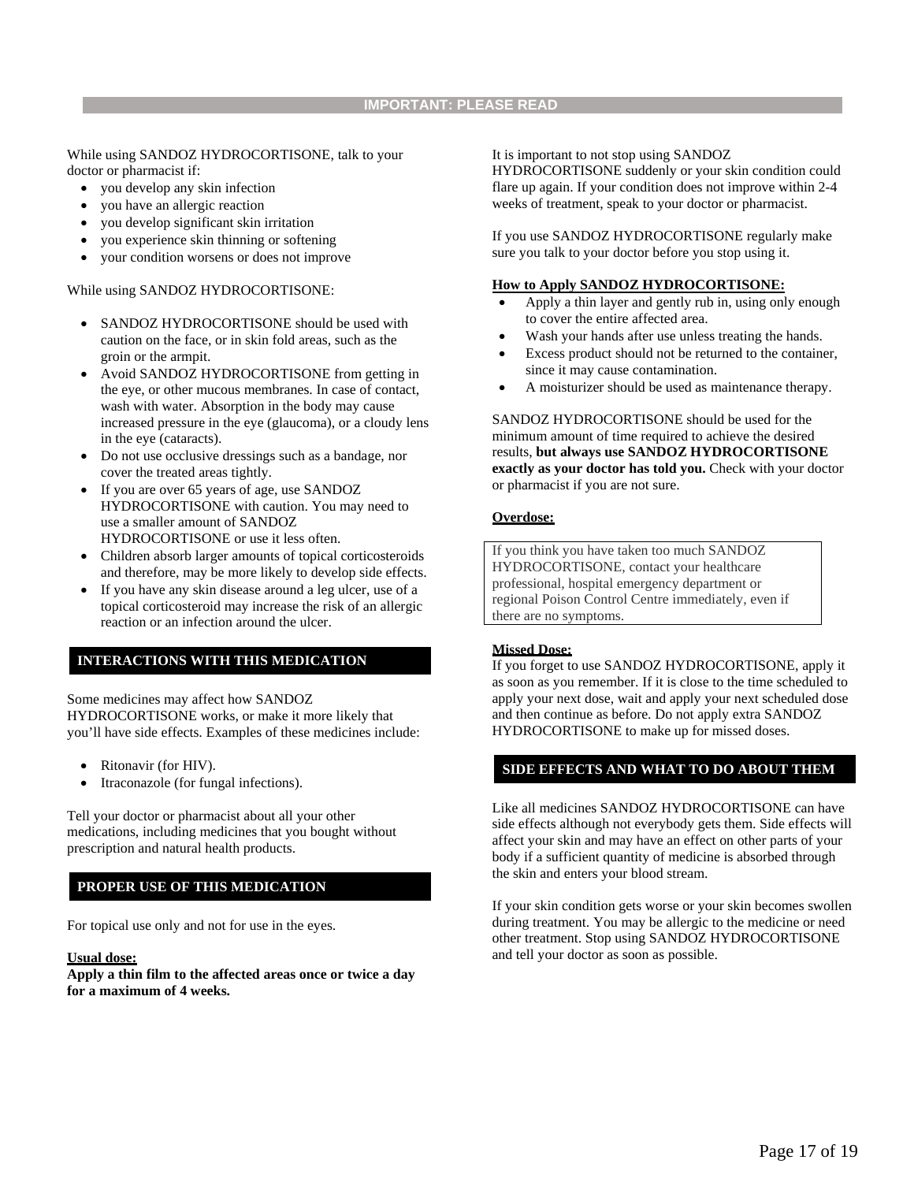## IMPORTANT: PLEASE READ

While using SANDOZ HYDROCORTISONE, talk to your doctor or pharmacist if:

- you develop any skin infection
- you have an allergic reaction
- you develop significant skin irritation
- you experience skin thinning or softening
- your condition worsens or does not improve

While using SANDOZ HYDROCORTISONE:

- SANDOZ HYDROCORTISONE should be used with caution on the face, or in skin fold areas, such as the groin or the armpit.
- Avoid SANDOZ HYDROCORTISONE from getting in the eye, or other mucous membranes. In case of contact, wash with water. Absorption in the body may cause increased pressure in the eye (glaucoma), or a cloudy lens in the eye (cataracts).
- Do not use occlusive dressings such as a bandage, nor cover the treated areas tightly.
- If you are over 65 years of age, use SANDOZ HYDROCORTISONE with caution. You may need to use a smaller amount of SANDOZ HYDROCORTISONE or use it less often.
- Children absorb larger amounts of topical corticosteroids and therefore, may be more likely to develop side effects.
- If you have any skin disease around a leg ulcer, use of a topical corticosteroid may increase the risk of an allergic reaction or an infection around the ulcer.

## INTERACTIONS WITH THIS MEDICATION

Some medicines may affect how SANDOZ HYDROCORTISONE works, or make it more likely that you'll have side effects. Examples of these medicines include:

- Ritonavir (for HIV).
- Itraconazole (for fungal infections).

Tell your doctor or pharmacist about all your other medications, including medicines that you bought without prescription and natural health products.

## PROPER USE OF THIS MEDICATION

For topical use only and not for use in the eyes.

**Usual dose:**

**Apply a thin film to the affected areas once or twice a day for a maximum of 4 weeks.**

It is important to not stop using SANDOZ HYDROCORTISONE suddenly or your skin condition could flare up again. If your condition does not improve within 2-4 weeks of treatment, speak to your doctor or pharmacist.

If you use SANDOZ HYDROCORTISONE regularly make sure you talk to your doctor before you stop using it.

**How to Apply SANDOZ HYDROCORTISONE:**

- Apply a thin layer and gently rub in, using only enough to cover the entire affected area.
- Wash your hands after use unless treating the hands.
- Excess product should not be returned to the container, since it may cause contamination.
- A moisturizer should be used as maintenance therapy.

SANDOZ HYDROCORTISONE should be used for the minimum amount of time required to achieve the desired results, **but always use SANDOZ HYDROCORTISONE exactly as your doctor has told you.** Check with your doctor or pharmacist if you are not sure.

**Overdose:**

If you think you have taken too much SANDOZ HYDROCORTISONE, contact your healthcare professional, hospital emergency department or regional Poison Control Centre immediately, even if there are no symptoms.

**Missed Dose:**

If you forget to use SANDOZ HYDROCORTISONE, apply it as soon as you remember. If it is close to the time scheduled to apply your next dose, wait and apply your next scheduled dose and then continue as before. Do not apply extra SANDOZ HYDROCORTISONE to make up for missed doses.

## SIDE EFFECTS AND WHAT TO DO ABOUT THEM

Like all medicines SANDOZ HYDROCORTISONE can have side effects although not everybody gets them. Side effects will affect your skin and may have an effect on other parts of your body if a sufficient quantity of medicine is absorbed through the skin and enters your blood stream.

If your skin condition gets worse or your skin becomes swollen during treatment. You may be allergic to the medicine or need other treatment. Stop using SANDOZ HYDROCORTISONE and tell your doctor as soon as possible.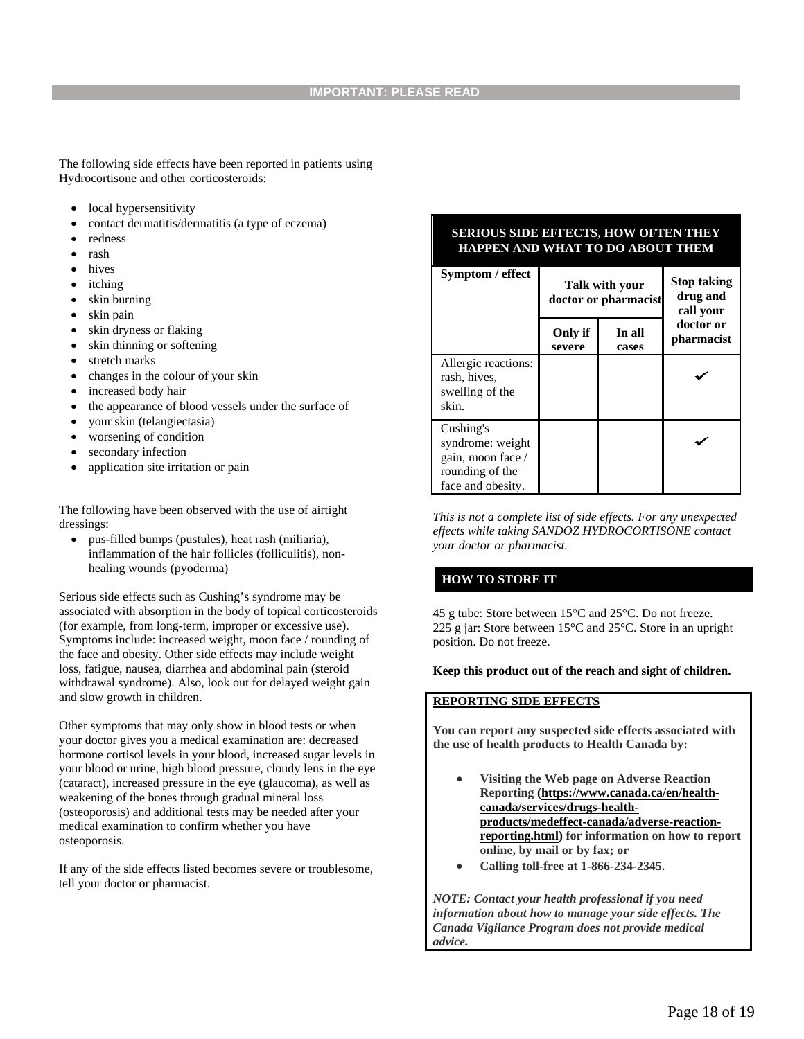The following side effects have been reported in patients using Hydrocortisone and other corticosteroids:

- local hypersensitivity
- contact dermatitis/dermatitis (a type of eczema)
- redness
- rash
- hives
- itching
- skin burning
- skin pain
- skin dryness or flaking
- skin thinning or softening
- stretch marks
- changes in the colour of your skin
- increased body hair
- the appearance of blood vessels under the surface of
- your skin (telangiectasia)
- worsening of condition
- secondary infection
- application site irritation or pain

The following have been observed with the use of airtight dressings:

- pus-filled bumps (pustules), heat rash (miliaria), inflammation of the hair follicles (folliculitis), non-healing wounds (pyoderma)

Serious side effects such as Cushing's syndrome may be associated with absorption in the body of topical corticosteroids (for example, from long-term, improper or excessive use). Symptoms include: increased weight, moon face / rounding of the face and obesity. Other side effects may include weight loss, fatigue, nausea, diarrhea and abdominal pain (steroid withdrawal syndrome). Also, look out for delayed weight gain and slow growth in children.

Other symptoms that may only show in blood tests or when your doctor gives you a medical examination are: decreased hormone cortisol levels in your blood, increased sugar levels in your blood or urine, high blood pressure, cloudy lens in the eye (cataract), increased pressure in the eye (glaucoma), as well as weakening of the bones through gradual mineral loss (osteoporosis) and additional tests may be needed after your medical examination to confirm whether you have osteoporosis.

If any of the side effects listed becomes severe or troublesome, tell your doctor or pharmacist.

**SERIOUS SIDE EFFECTS, HOW OFTEN THEY HAPPEN AND WHAT TO DO ABOUT THEM**

| Symptom / effect | Talk with your doctor or pharmacist | | Stop taking drug and call your doctor or pharmacist |
|---|---|---|---|
| | Only if severe | In all cases | |
| Allergic reactions: rash, hives, swelling of the skin. | | | ✓ |
| Cushing's syndrome: weight gain, moon face / rounding of the face and obesity. | | | ✓ |

*This is not a complete list of side effects. For any unexpected effects while taking SANDOZ HYDROCORTISONE contact your doctor or pharmacist.*

## HOW TO STORE IT

45 g tube: Store between 15°C and 25°C. Do not freeze.
225 g jar: Store between 15°C and 25°C. Store in an upright position. Do not freeze.

**Keep this product out of the reach and sight of children.**

**REPORTING SIDE EFFECTS**

**You can report any suspected side effects associated with the use of health products to Health Canada by:**

- **Visiting the Web page on Adverse Reaction Reporting (https://www.canada.ca/en/health-canada/services/drugs-health-products/medeffect-canada/adverse-reaction-reporting.html) for information on how to report online, by mail or by fax; or**
- **Calling toll-free at 1-866-234-2345.**

***NOTE: Contact your health professional if you need information about how to manage your side effects. The Canada Vigilance Program does not provide medical advice.***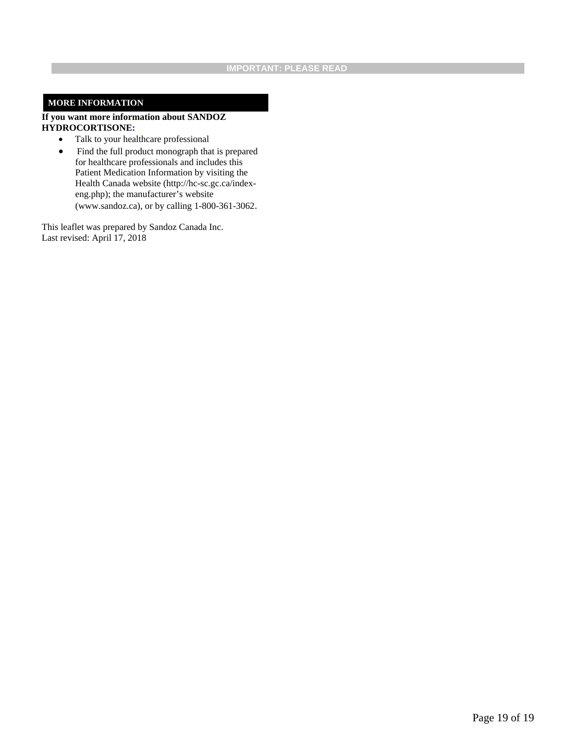## MORE INFORMATION

**If you want more information about SANDOZ HYDROCORTISONE:**

- Talk to your healthcare professional
- Find the full product monograph that is prepared for healthcare professionals and includes this Patient Medication Information by visiting the Health Canada website (http://hc-sc.gc.ca/index-eng.php); the manufacturer's website (www.sandoz.ca), or by calling 1-800-361-3062.

This leaflet was prepared by Sandoz Canada Inc.
Last revised: April 17, 2018